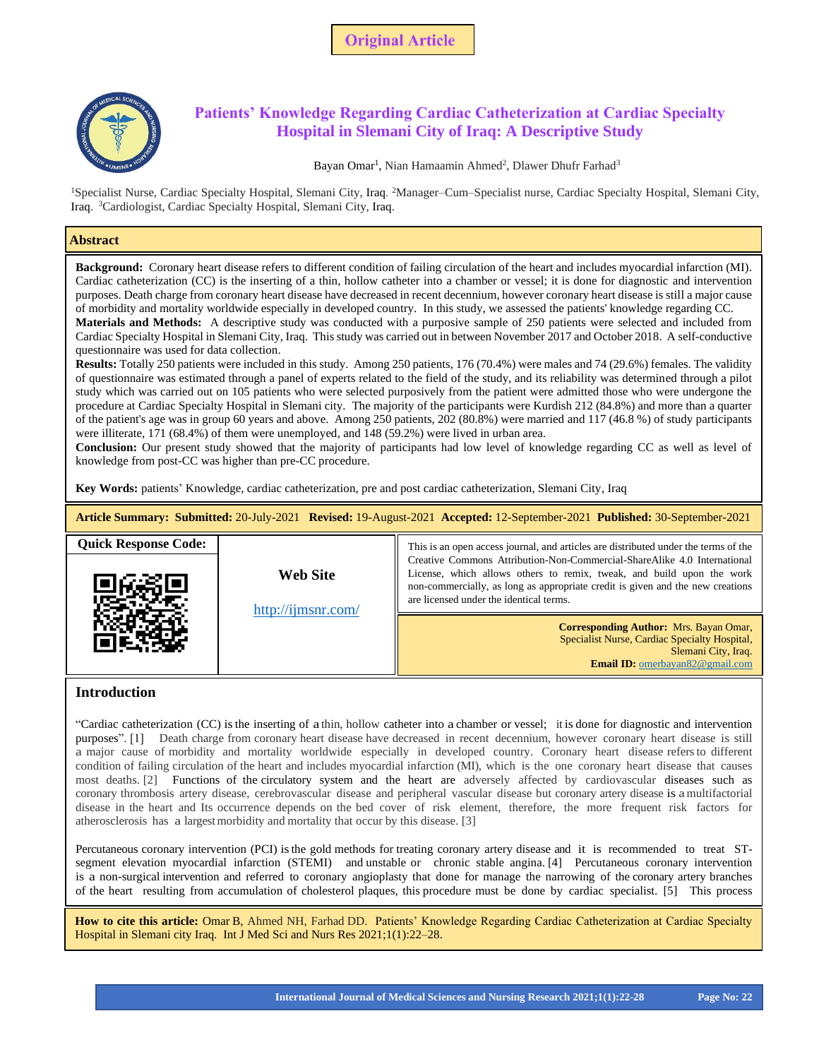Original Article

# Patients' Knowledge Regarding Cardiac Catheterization at Cardiac Specialty Hospital in Slemani City of Iraq: A Descriptive Study

Bayan Omar[1], Nian Hamaamin Ahmed[2], Dlawer Dhufr Farhad[3]

[1]Specialist Nurse, Cardiac Specialty Hospital, Slemani City, Iraq. [2]Manager–Cum–Specialist nurse, Cardiac Specialty Hospital, Slemani City, Iraq. [3]Cardiologist, Cardiac Specialty Hospital, Slemani City, Iraq.

## Abstract

**Background:** Coronary heart disease refers to different condition of failing circulation of the heart and includes myocardial infarction (MI). Cardiac catheterization (CC) is the inserting of a thin, hollow catheter into a chamber or vessel; it is done for diagnostic and intervention purposes. Death charge from coronary heart disease have decreased in recent decennium, however coronary heart disease is still a major cause of morbidity and mortality worldwide especially in developed country. In this study, we assessed the patients' knowledge regarding CC.

**Materials and Methods:** A descriptive study was conducted with a purposive sample of 250 patients were selected and included from Cardiac Specialty Hospital in Slemani City, Iraq. This study was carried out in between November 2017 and October 2018. A self-conductive questionnaire was used for data collection.

**Results:** Totally 250 patients were included in this study. Among 250 patients, 176 (70.4%) were males and 74 (29.6%) females. The validity of questionnaire was estimated through a panel of experts related to the field of the study, and its reliability was determined through a pilot study which was carried out on 105 patients who were selected purposively from the patient were admitted those who were undergone the procedure at Cardiac Specialty Hospital in Slemani city. The majority of the participants were Kurdish 212 (84.8%) and more than a quarter of the patient's age was in group 60 years and above. Among 250 patients, 202 (80.8%) were married and 117 (46.8 %) of study participants were illiterate, 171 (68.4%) of them were unemployed, and 148 (59.2%) were lived in urban area.

**Conclusion:** Our present study showed that the majority of participants had low level of knowledge regarding CC as well as level of knowledge from post-CC was higher than pre-CC procedure.

**Key Words:** patients' Knowledge, cardiac catheterization, pre and post cardiac catheterization, Slemani City, Iraq

**Article Summary: Submitted:** 20-July-2021 **Revised:** 19-August-2021 **Accepted:** 12-September-2021 **Published:** 30-September-2021

**Quick Response Code:**

**Web Site**

http://ijmsnr.com/

This is an open access journal, and articles are distributed under the terms of the Creative Commons Attribution-Non-Commercial-ShareAlike 4.0 International License, which allows others to remix, tweak, and build upon the work non-commercially, as long as appropriate credit is given and the new creations are licensed under the identical terms.

**Corresponding Author:** Mrs. Bayan Omar, Specialist Nurse, Cardiac Specialty Hospital, Slemani City, Iraq.
**Email ID:** omerbayan82@gmail.com

## Introduction

"Cardiac catheterization (CC) is the inserting of a thin, hollow catheter into a chamber or vessel; it is done for diagnostic and intervention purposes". [1] Death charge from coronary heart disease have decreased in recent decennium, however coronary heart disease is still a major cause of morbidity and mortality worldwide especially in developed country. Coronary heart disease refers to different condition of failing circulation of the heart and includes myocardial infarction (MI), which is the one coronary heart disease that causes most deaths. [2] Functions of the circulatory system and the heart are adversely affected by cardiovascular diseases such as coronary thrombosis artery disease, cerebrovascular disease and peripheral vascular disease but coronary artery disease is a multifactorial disease in the heart and Its occurrence depends on the bed cover of risk element, therefore, the more frequent risk factors for atherosclerosis has a largest morbidity and mortality that occur by this disease. [3]

Percutaneous coronary intervention (PCI) is the gold methods for treating coronary artery disease and it is recommended to treat ST-segment elevation myocardial infarction (STEMI) and unstable or chronic stable angina. [4] Percutaneous coronary intervention is a non-surgical intervention and referred to coronary angioplasty that done for manage the narrowing of the coronary artery branches of the heart resulting from accumulation of cholesterol plaques, this procedure must be done by cardiac specialist. [5] This process

**How to cite this article:** Omar B, Ahmed NH, Farhad DD. Patients' Knowledge Regarding Cardiac Catheterization at Cardiac Specialty Hospital in Slemani city Iraq. Int J Med Sci and Nurs Res 2021;1(1):22–28.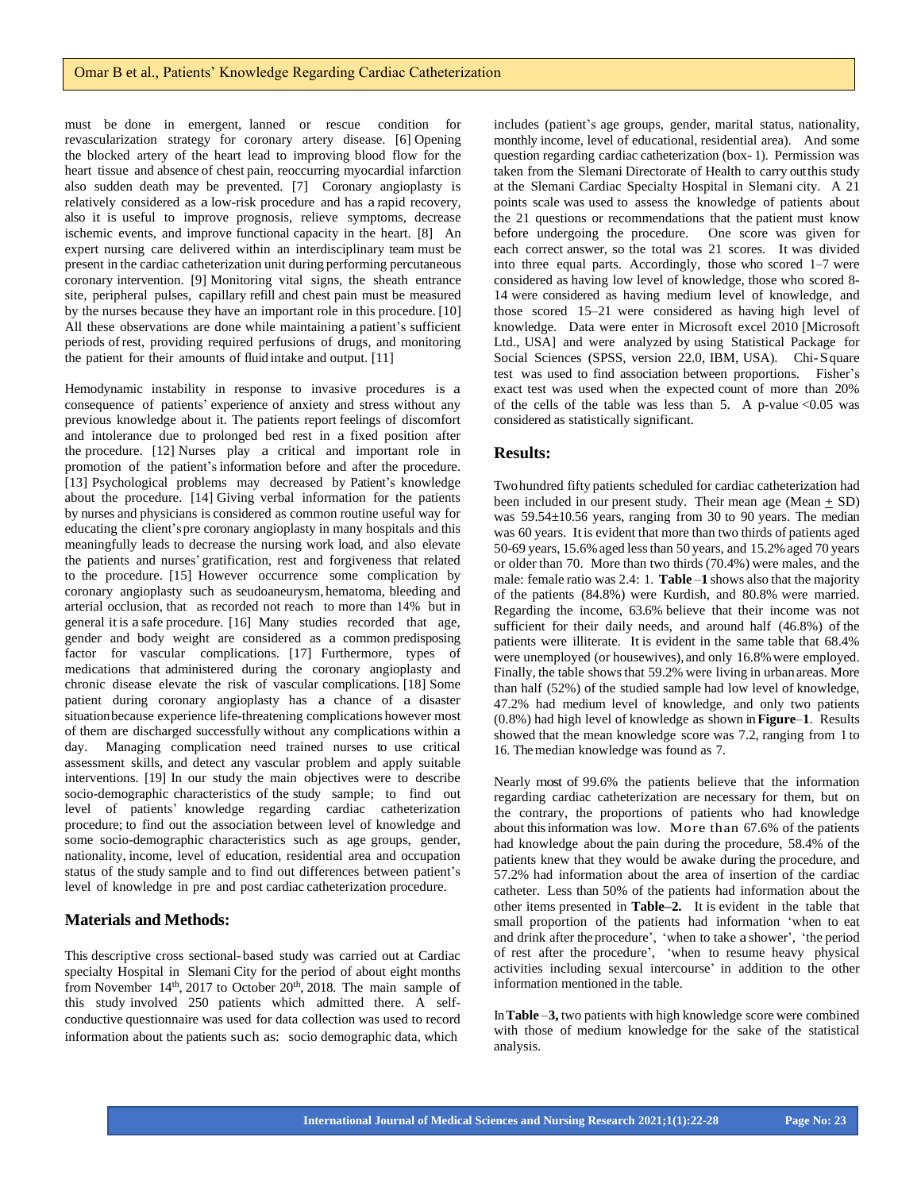must be done in emergent, lanned or rescue condition for revascularization strategy for coronary artery disease. [6] Opening the blocked artery of the heart lead to improving blood flow for the heart tissue and absence of chest pain, reoccurring myocardial infarction also sudden death may be prevented. [7] Coronary angioplasty is relatively considered as a low-risk procedure and has a rapid recovery, also it is useful to improve prognosis, relieve symptoms, decrease ischemic events, and improve functional capacity in the heart. [8] An expert nursing care delivered within an interdisciplinary team must be present in the cardiac catheterization unit during performing percutaneous coronary intervention. [9] Monitoring vital signs, the sheath entrance site, peripheral pulses, capillary refill and chest pain must be measured by the nurses because they have an important role in this procedure. [10] All these observations are done while maintaining a patient's sufficient periods of rest, providing required perfusions of drugs, and monitoring the patient for their amounts of fluid intake and output. [11]

Hemodynamic instability in response to invasive procedures is a consequence of patients' experience of anxiety and stress without any previous knowledge about it. The patients report feelings of discomfort and intolerance due to prolonged bed rest in a fixed position after the procedure. [12] Nurses play a critical and important role in promotion of the patient's information before and after the procedure. [13] Psychological problems may decreased by Patient's knowledge about the procedure. [14] Giving verbal information for the patients by nurses and physicians is considered as common routine useful way for educating the client's pre coronary angioplasty in many hospitals and this meaningfully leads to decrease the nursing work load, and also elevate the patients and nurses' gratification, rest and forgiveness that related to the procedure. [15] However occurrence some complication by coronary angioplasty such as seudoaneurysm, hematoma, bleeding and arterial occlusion, that as recorded not reach to more than 14% but in general it is a safe procedure. [16] Many studies recorded that age, gender and body weight are considered as a common predisposing factor for vascular complications. [17] Furthermore, types of medications that administered during the coronary angioplasty and chronic disease elevate the risk of vascular complications. [18] Some patient during coronary angioplasty has a chance of a disaster situation because experience life-threatening complications however most of them are discharged successfully without any complications within a day. Managing complication need trained nurses to use critical assessment skills, and detect any vascular problem and apply suitable interventions. [19] In our study the main objectives were to describe socio-demographic characteristics of the study sample; to find out level of patients' knowledge regarding cardiac catheterization procedure; to find out the association between level of knowledge and some socio-demographic characteristics such as age groups, gender, nationality, income, level of education, residential area and occupation status of the study sample and to find out differences between patient's level of knowledge in pre and post cardiac catheterization procedure.

## Materials and Methods:

This descriptive cross sectional-based study was carried out at Cardiac specialty Hospital in Slemani City for the period of about eight months from November 14th, 2017 to October 20th, 2018. The main sample of this study involved 250 patients which admitted there. A self-conductive questionnaire was used for data collection was used to record information about the patients such as: socio demographic data, which includes (patient's age groups, gender, marital status, nationality, monthly income, level of educational, residential area). And some question regarding cardiac catheterization (box- 1). Permission was taken from the Slemani Directorate of Health to carry out this study at the Slemani Cardiac Specialty Hospital in Slemani city. A 21 points scale was used to assess the knowledge of patients about the 21 questions or recommendations that the patient must know before undergoing the procedure. One score was given for each correct answer, so the total was 21 scores. It was divided into three equal parts. Accordingly, those who scored 1–7 were considered as having low level of knowledge, those who scored 8-14 were considered as having medium level of knowledge, and those scored 15–21 were considered as having high level of knowledge. Data were enter in Microsoft excel 2010 [Microsoft Ltd., USA] and were analyzed by using Statistical Package for Social Sciences (SPSS, version 22.0, IBM, USA). Chi-Square test was used to find association between proportions. Fisher's exact test was used when the expected count of more than 20% of the cells of the table was less than 5. A p-value <0.05 was considered as statistically significant.

## Results:

Two hundred fifty patients scheduled for cardiac catheterization had been included in our present study. Their mean age (Mean ± SD) was 59.54±10.56 years, ranging from 30 to 90 years. The median was 60 years. It is evident that more than two thirds of patients aged 50-69 years, 15.6% aged less than 50 years, and 15.2% aged 70 years or older than 70. More than two thirds (70.4%) were males, and the male: female ratio was 2.4: 1. **Table –1** shows also that the majority of the patients (84.8%) were Kurdish, and 80.8% were married. Regarding the income, 63.6% believe that their income was not sufficient for their daily needs, and around half (46.8%) of the patients were illiterate. It is evident in the same table that 68.4% were unemployed (or housewives), and only 16.8% were employed. Finally, the table shows that 59.2% were living in urban areas. More than half (52%) of the studied sample had low level of knowledge, 47.2% had medium level of knowledge, and only two patients (0.8%) had high level of knowledge as shown in **Figure–1**. Results showed that the mean knowledge score was 7.2, ranging from 1 to 16. The median knowledge was found as 7.

Nearly most of 99.6% the patients believe that the information regarding cardiac catheterization are necessary for them, but on the contrary, the proportions of patients who had knowledge about this information was low. More than 67.6% of the patients had knowledge about the pain during the procedure, 58.4% of the patients knew that they would be awake during the procedure, and 57.2% had information about the area of insertion of the cardiac catheter. Less than 50% of the patients had information about the other items presented in **Table–2.** It is evident in the table that small proportion of the patients had information 'when to eat and drink after the procedure', 'when to take a shower', 'the period of rest after the procedure', 'when to resume heavy physical activities including sexual intercourse' in addition to the other information mentioned in the table.

In **Table –3,** two patients with high knowledge score were combined with those of medium knowledge for the sake of the statistical analysis.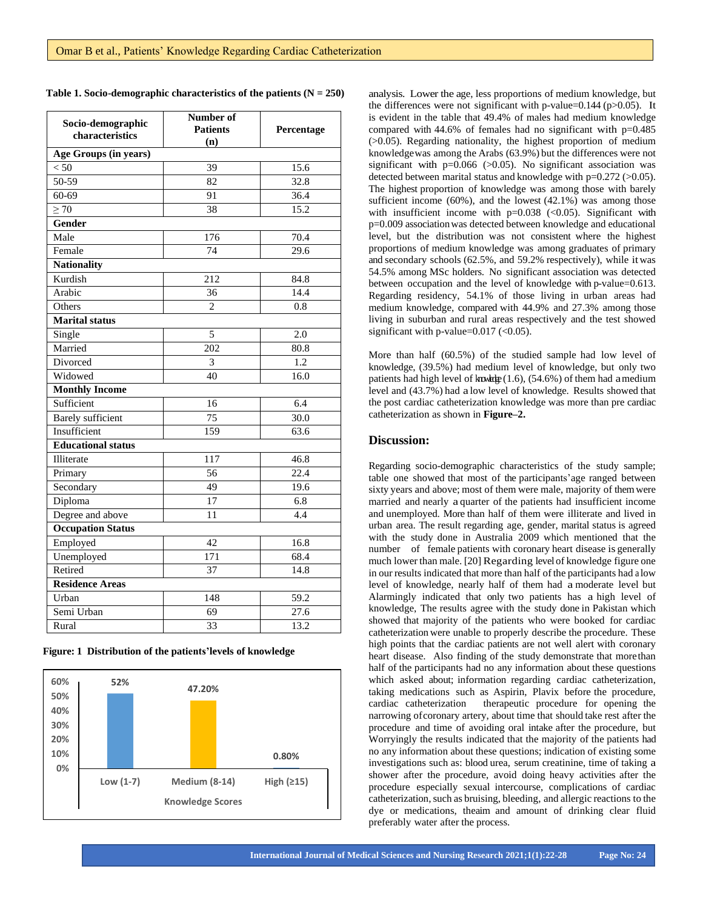**Table 1. Socio-demographic characteristics of the patients (N = 250)**

| Socio-demographic characteristics | Number of Patients (n) | Percentage |
|---|---|---|
| **Age Groups (in years)** | | |
| < 50 | 39 | 15.6 |
| 50-59 | 82 | 32.8 |
| 60-69 | 91 | 36.4 |
| ≥ 70 | 38 | 15.2 |
| **Gender** | | |
| Male | 176 | 70.4 |
| Female | 74 | 29.6 |
| **Nationality** | | |
| Kurdish | 212 | 84.8 |
| Arabic | 36 | 14.4 |
| Others | 2 | 0.8 |
| **Marital status** | | |
| Single | 5 | 2.0 |
| Married | 202 | 80.8 |
| Divorced | 3 | 1.2 |
| Widowed | 40 | 16.0 |
| **Monthly Income** | | |
| Sufficient | 16 | 6.4 |
| Barely sufficient | 75 | 30.0 |
| Insufficient | 159 | 63.6 |
| **Educational status** | | |
| Illiterate | 117 | 46.8 |
| Primary | 56 | 22.4 |
| Secondary | 49 | 19.6 |
| Diploma | 17 | 6.8 |
| Degree and above | 11 | 4.4 |
| **Occupation Status** | | |
| Employed | 42 | 16.8 |
| Unemployed | 171 | 68.4 |
| Retired | 37 | 14.8 |
| **Residence Areas** | | |
| Urban | 148 | 59.2 |
| Semi Urban | 69 | 27.6 |
| Rural | 33 | 13.2 |

**Figure: 1 Distribution of the patients' levels of knowledge**

| Knowledge Scores | Percentage |
|---|---|
| Low (1-7) | 52% |
| Medium (8-14) | 47.20% |
| High (≥15) | 0.80% |

analysis. Lower the age, less proportions of medium knowledge, but the differences were not significant with p-value=0.144 (p>0.05). It is evident in the table that 49.4% of males had medium knowledge compared with 44.6% of females had no significant with p=0.485 (>0.05). Regarding nationality, the highest proportion of medium knowledge was among the Arabs (63.9%) but the differences were not significant with p=0.066 (>0.05). No significant association was detected between marital status and knowledge with p=0.272 (>0.05). The highest proportion of knowledge was among those with barely sufficient income (60%), and the lowest (42.1%) was among those with insufficient income with p=0.038 (<0.05). Significant with p=0.009 association was detected between knowledge and educational level, but the distribution was not consistent where the highest proportions of medium knowledge was among graduates of primary and secondary schools (62.5%, and 59.2% respectively), while it was 54.5% among MSc holders. No significant association was detected between occupation and the level of knowledge with p-value=0.613. Regarding residency, 54.1% of those living in urban areas had medium knowledge, compared with 44.9% and 27.3% among those living in suburban and rural areas respectively and the test showed significant with p-value=0.017 (<0.05).

More than half (60.5%) of the studied sample had low level of knowledge, (39.5%) had medium level of knowledge, but only two patients had high level of knowledge (1.6), (54.6%) of them had a medium level and (43.7%) had a low level of knowledge. Results showed that the post cardiac catheterization knowledge was more than pre cardiac catheterization as shown in **Figure–2.**

## Discussion:

Regarding socio-demographic characteristics of the study sample; table one showed that most of the participants' age ranged between sixty years and above; most of them were male, majority of them were married and nearly a quarter of the patients had insufficient income and unemployed. More than half of them were illiterate and lived in urban area. The result regarding age, gender, marital status is agreed with the study done in Australia 2009 which mentioned that the number of female patients with coronary heart disease is generally much lower than male. [20] Regarding level of knowledge figure one in our results indicated that more than half of the participants had a low level of knowledge, nearly half of them had a moderate level but Alarmingly indicated that only two patients has a high level of knowledge, The results agree with the study done in Pakistan which showed that majority of the patients who were booked for cardiac catheterization were unable to properly describe the procedure. These high points that the cardiac patients are not well alert with coronary heart disease. Also finding of the study demonstrate that more than half of the participants had no any information about these questions which asked about; information regarding cardiac catheterization, taking medications such as Aspirin, Plavix before the procedure, cardiac catheterization therapeutic procedure for opening the narrowing of coronary artery, about time that should take rest after the procedure and time of avoiding oral intake after the procedure, but Worryingly the results indicated that the majority of the patients had no any information about these questions; indication of existing some investigations such as: blood urea, serum creatinine, time of taking a shower after the procedure, avoid doing heavy activities after the procedure especially sexual intercourse, complications of cardiac catheterization, such as bruising, bleeding, and allergic reactions to the dye or medications, theaim and amount of drinking clear fluid preferably water after the process.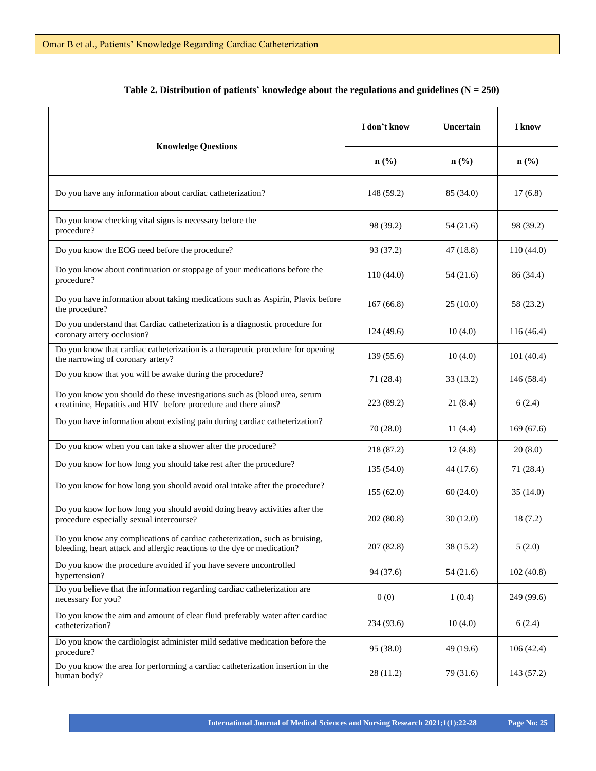**Table 2. Distribution of patients' knowledge about the regulations and guidelines (N = 250)**

| Knowledge Questions | I don't know | Uncertain | I know |
|---|---|---|---|
| | n (%) | n (%) | n (%) |
| Do you have any information about cardiac catheterization? | 148 (59.2) | 85 (34.0) | 17 (6.8) |
| Do you know checking vital signs is necessary before the procedure? | 98 (39.2) | 54 (21.6) | 98 (39.2) |
| Do you know the ECG need before the procedure? | 93 (37.2) | 47 (18.8) | 110 (44.0) |
| Do you know about continuation or stoppage of your medications before the procedure? | 110 (44.0) | 54 (21.6) | 86 (34.4) |
| Do you have information about taking medications such as Aspirin, Plavix before the procedure? | 167 (66.8) | 25 (10.0) | 58 (23.2) |
| Do you understand that Cardiac catheterization is a diagnostic procedure for coronary artery occlusion? | 124 (49.6) | 10 (4.0) | 116 (46.4) |
| Do you know that cardiac catheterization is a therapeutic procedure for opening the narrowing of coronary artery? | 139 (55.6) | 10 (4.0) | 101 (40.4) |
| Do you know that you will be awake during the procedure? | 71 (28.4) | 33 (13.2) | 146 (58.4) |
| Do you know you should do these investigations such as (blood urea, serum creatinine, Hepatitis and HIV before procedure and there aims? | 223 (89.2) | 21 (8.4) | 6 (2.4) |
| Do you have information about existing pain during cardiac catheterization? | 70 (28.0) | 11 (4.4) | 169 (67.6) |
| Do you know when you can take a shower after the procedure? | 218 (87.2) | 12 (4.8) | 20 (8.0) |
| Do you know for how long you should take rest after the procedure? | 135 (54.0) | 44 (17.6) | 71 (28.4) |
| Do you know for how long you should avoid oral intake after the procedure? | 155 (62.0) | 60 (24.0) | 35 (14.0) |
| Do you know for how long you should avoid doing heavy activities after the procedure especially sexual intercourse? | 202 (80.8) | 30 (12.0) | 18 (7.2) |
| Do you know any complications of cardiac catheterization, such as bruising, bleeding, heart attack and allergic reactions to the dye or medication? | 207 (82.8) | 38 (15.2) | 5 (2.0) |
| Do you know the procedure avoided if you have severe uncontrolled hypertension? | 94 (37.6) | 54 (21.6) | 102 (40.8) |
| Do you believe that the information regarding cardiac catheterization are necessary for you? | 0 (0) | 1 (0.4) | 249 (99.6) |
| Do you know the aim and amount of clear fluid preferably water after cardiac catheterization? | 234 (93.6) | 10 (4.0) | 6 (2.4) |
| Do you know the cardiologist administer mild sedative medication before the procedure? | 95 (38.0) | 49 (19.6) | 106 (42.4) |
| Do you know the area for performing a cardiac catheterization insertion in the human body? | 28 (11.2) | 79 (31.6) | 143 (57.2) |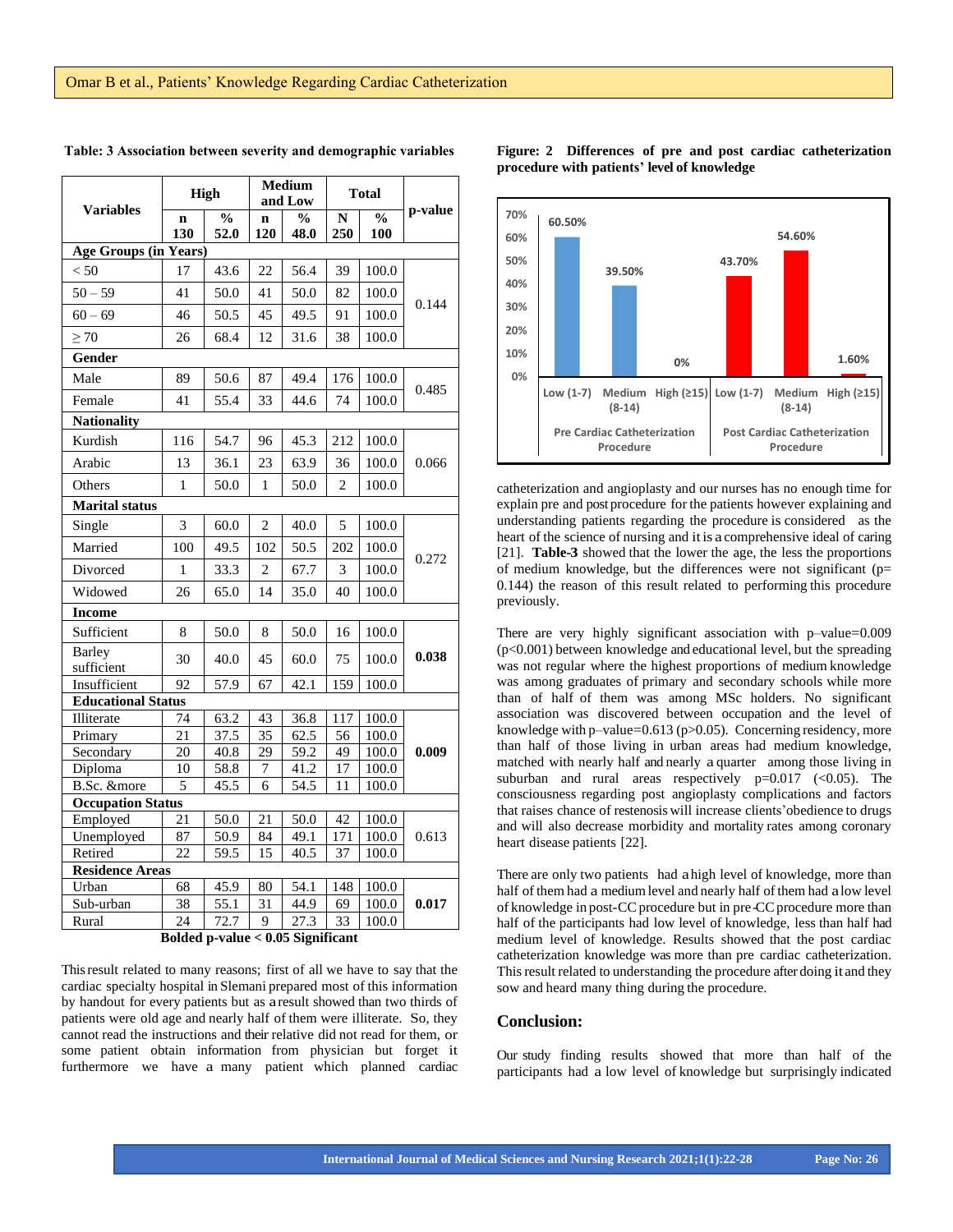**Table: 3 Association between severity and demographic variables**

| Variables | High | | Medium and Low | | Total | | p-value |
|---|---|---|---|---|---|---|---|
| | n 130 | % 52.0 | n 120 | % 48.0 | N 250 | % 100 | |
| **Age Groups (in Years)** | | | | | | | |
| < 50 | 17 | 43.6 | 22 | 56.4 | 39 | 100.0 | 0.144 |
| 50 – 59 | 41 | 50.0 | 41 | 50.0 | 82 | 100.0 | |
| 60 – 69 | 46 | 50.5 | 45 | 49.5 | 91 | 100.0 | |
| ≥ 70 | 26 | 68.4 | 12 | 31.6 | 38 | 100.0 | |
| **Gender** | | | | | | | |
| Male | 89 | 50.6 | 87 | 49.4 | 176 | 100.0 | 0.485 |
| Female | 41 | 55.4 | 33 | 44.6 | 74 | 100.0 | |
| **Nationality** | | | | | | | |
| Kurdish | 116 | 54.7 | 96 | 45.3 | 212 | 100.0 | 0.066 |
| Arabic | 13 | 36.1 | 23 | 63.9 | 36 | 100.0 | |
| Others | 1 | 50.0 | 1 | 50.0 | 2 | 100.0 | |
| **Marital status** | | | | | | | |
| Single | 3 | 60.0 | 2 | 40.0 | 5 | 100.0 | 0.272 |
| Married | 100 | 49.5 | 102 | 50.5 | 202 | 100.0 | |
| Divorced | 1 | 33.3 | 2 | 67.7 | 3 | 100.0 | |
| Widowed | 26 | 65.0 | 14 | 35.0 | 40 | 100.0 | |
| **Income** | | | | | | | |
| Sufficient | 8 | 50.0 | 8 | 50.0 | 16 | 100.0 | **0.038** |
| Barley sufficient | 30 | 40.0 | 45 | 60.0 | 75 | 100.0 | |
| Insufficient | 92 | 57.9 | 67 | 42.1 | 159 | 100.0 | |
| **Educational Status** | | | | | | | |
| Illiterate | 74 | 63.2 | 43 | 36.8 | 117 | 100.0 | **0.009** |
| Primary | 21 | 37.5 | 35 | 62.5 | 56 | 100.0 | |
| Secondary | 20 | 40.8 | 29 | 59.2 | 49 | 100.0 | |
| Diploma | 10 | 58.8 | 7 | 41.2 | 17 | 100.0 | |
| B.Sc. &more | 5 | 45.5 | 6 | 54.5 | 11 | 100.0 | |
| **Occupation Status** | | | | | | | |
| Employed | 21 | 50.0 | 21 | 50.0 | 42 | 100.0 | 0.613 |
| Unemployed | 87 | 50.9 | 84 | 49.1 | 171 | 100.0 | |
| Retired | 22 | 59.5 | 15 | 40.5 | 37 | 100.0 | |
| **Residence Areas** | | | | | | | |
| Urban | 68 | 45.9 | 80 | 54.1 | 148 | 100.0 | **0.017** |
| Sub-urban | 38 | 55.1 | 31 | 44.9 | 69 | 100.0 | |
| Rural | 24 | 72.7 | 9 | 27.3 | 33 | 100.0 | |

**Bolded p-value < 0.05 Significant**

This result related to many reasons; first of all we have to say that the cardiac specialty hospital in Slemani prepared most of this information by handout for every patients but as a result showed than two thirds of patients were old age and nearly half of them were illiterate. So, they cannot read the instructions and their relative did not read for them, or some patient obtain information from physician but forget it furthermore we have a many patient which planned cardiac catheterization and angioplasty and our nurses has no enough time for explain pre and post procedure for the patients however explaining and understanding patients regarding the procedure is considered as the heart of the science of nursing and it is a comprehensive ideal of caring [21]. **Table-3** showed that the lower the age, the less the proportions of medium knowledge, but the differences were not significant (p= 0.144) the reason of this result related to performing this procedure previously.

**Figure: 2 Differences of pre and post cardiac catheterization procedure with patients' level of knowledge**

| | Low (1-7) | Medium (8-14) | High (≥15) |
|---|---|---|---|
| Pre Cardiac Catheterization Procedure | 60.50% | 39.50% | 0% |
| Post Cardiac Catheterization Procedure | 43.70% | 54.60% | 1.60% |

There are very highly significant association with p–value=0.009 (p<0.001) between knowledge and educational level, but the spreading was not regular where the highest proportions of medium knowledge was among graduates of primary and secondary schools while more than of half of them was among MSc holders. No significant association was discovered between occupation and the level of knowledge with p–value=0.613 (p>0.05). Concerning residency, more than half of those living in urban areas had medium knowledge, matched with nearly half and nearly a quarter among those living in suburban and rural areas respectively p=0.017 (<0.05). The consciousness regarding post angioplasty complications and factors that raises chance of restenosis will increase clients' obedience to drugs and will also decrease morbidity and mortality rates among coronary heart disease patients [22].

There are only two patients had a high level of knowledge, more than half of them had a medium level and nearly half of them had a low level of knowledge in post-CC procedure but in pre-CC procedure more than half of the participants had low level of knowledge, less than half had medium level of knowledge. Results showed that the post cardiac catheterization knowledge was more than pre cardiac catheterization. This result related to understanding the procedure after doing it and they sow and heard many thing during the procedure.

## Conclusion:

Our study finding results showed that more than half of the participants had a low level of knowledge but surprisingly indicated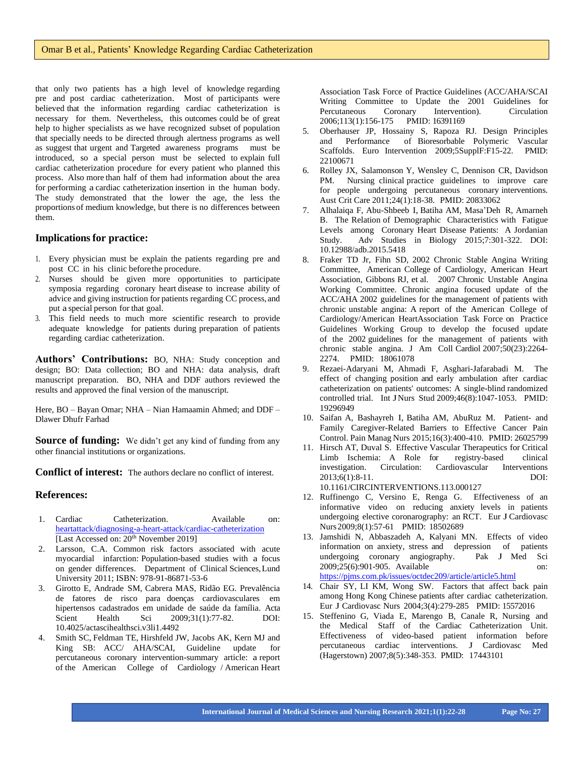that only two patients has a high level of knowledge regarding pre and post cardiac catheterization. Most of participants were believed that the information regarding cardiac catheterization is necessary for them. Nevertheless, this outcomes could be of great help to higher specialists as we have recognized subset of population that specially needs to be directed through alertness programs as well as suggest that urgent and Targeted awareness programs must be introduced, so a special person must be selected to explain full cardiac catheterization procedure for every patient who planned this process. Also more than half of them had information about the area for performing a cardiac catheterization insertion in the human body. The study demonstrated that the lower the age, the less the proportions of medium knowledge, but there is no differences between them.

## Implications for practice:

1. Every physician must be explain the patients regarding pre and post CC in his clinic before the procedure.
2. Nurses should be given more opportunities to participate symposia regarding coronary heart disease to increase ability of advice and giving instruction for patients regarding CC process, and put a special person for that goal.
3. This field needs to much more scientific research to provide adequate knowledge for patients during preparation of patients regarding cardiac catheterization.

**Authors' Contributions:** BO, NHA: Study conception and design; BO: Data collection; BO and NHA: data analysis, draft manuscript preparation. BO, NHA and DDF authors reviewed the results and approved the final version of the manuscript.

Here, BO – Bayan Omar; NHA – Nian Hamaamin Ahmed; and DDF – Dlawer Dhufr Farhad

**Source of funding:** We didn't get any kind of funding from any other financial institutions or organizations.

**Conflict of interest:** The authors declare no conflict of interest.

## References:

1. Cardiac Catheterization. Available on: heartattack/diagnosing-a-heart-attack/cardiac-catheterization [Last Accessed on: 20th November 2019]
2. Larsson, C.A. Common risk factors associated with acute myocardial infarction: Population-based studies with a focus on gender differences. Department of Clinical Sciences, Lund University 2011; ISBN: 978-91-86871-53-6
3. Girotto E, Andrade SM, Cabrera MAS, Ridão EG. Prevalência de fatores de risco para doenças cardiovasculares em hipertensos cadastrados em unidade de saúde da família. Acta Scient Health Sci 2009;31(1):77-82. DOI: 10.4025/actascihealthsci.v3li1.4492
4. Smith SC, Feldman TE, Hirshfeld JW, Jacobs AK, Kern MJ and King SB: ACC/ AHA/SCAI, Guideline update for percutaneous coronary intervention-summary article: a report of the American College of Cardiology / American Heart Association Task Force of Practice Guidelines (ACC/AHA/SCAI Writing Committee to Update the 2001 Guidelines for Percutaneous Coronary Intervention). Circulation 2006;113(1):156-175 PMID: 16391169
5. Oberhauser JP, Hossainy S, Rapoza RJ. Design Principles and Performance of Bioresorbable Polymeric Vascular Scaffolds. Euro Intervention 2009;5SupplF:F15-22. PMID: 22100671
6. Rolley JX, Salamonson Y, Wensley C, Dennison CR, Davidson PM. Nursing clinical practice guidelines to improve care for people undergoing percutaneous coronary interventions. Aust Crit Care 2011;24(1):18-38. PMID: 20833062
7. Alhalaiqa F, Abu-Shbeeb I, Batiha AM, Masa'Deh R, Amarneh B. The Relation of Demographic Characteristics with Fatigue Levels among Coronary Heart Disease Patients: A Jordanian Study. Adv Studies in Biology 2015;7:301-322. DOI: 10.12988/adb.2015.5418
8. Fraker TD Jr, Fihn SD, 2002 Chronic Stable Angina Writing Committee, American College of Cardiology, American Heart Association, Gibbons RJ, et al. 2007 Chronic Unstable Angina Working Committee. Chronic angina focused update of the ACC/AHA 2002 guidelines for the management of patients with chronic unstable angina: A report of the American College of Cardiology/American HeartAssociation Task Force on Practice Guidelines Working Group to develop the focused update of the 2002 guidelines for the management of patients with chronic stable angina. J Am Coll Cardiol 2007;50(23):2264-2274. PMID: 18061078
9. Rezaei-Adaryani M, Ahmadi F, Asghari-Jafarabadi M. The effect of changing position and early ambulation after cardiac catheterization on patients' outcomes: A single-blind randomized controlled trial. Int J Nurs Stud 2009;46(8):1047-1053. PMID: 19296949
10. Saifan A, Bashayreh I, Batiha AM, AbuRuz M. Patient- and Family Caregiver-Related Barriers to Effective Cancer Pain Control. Pain Manag Nurs 2015;16(3):400-410. PMID: 26025799
11. Hirsch AT, Duval S. Effective Vascular Therapeutics for Critical Limb Ischemia: A Role for registry-based clinical investigation. Circulation: Cardiovascular Interventions 2013;6(1):8-11. DOI: 10.1161/CIRCINTERVENTIONS.113.000127
12. Ruffinengo C, Versino E, Renga G. Effectiveness of an informative video on reducing anxiety levels in patients undergoing elective coronarography: an RCT. Eur J Cardiovasc Nurs 2009;8(1):57-61 PMID: 18502689
13. Jamshidi N, Abbaszadeh A, Kalyani MN. Effects of video information on anxiety, stress and depression of patients undergoing coronary angiography. Pak J Med Sci 2009;25(6):901-905. Available on: https://pjms.com.pk/issues/octdec209/article/article5.html
14. Chair SY, LI KM, Wong SW. Factors that affect back pain among Hong Kong Chinese patients after cardiac catheterization. Eur J Cardiovasc Nurs 2004;3(4):279-285 PMID: 15572016
15. Steffenino G, Viada E, Marengo B, Canale R, Nursing and the Medical Staff of the Cardiac Catheterization Unit. Effectiveness of video-based patient information before percutaneous cardiac interventions. J Cardiovasc Med (Hagerstown) 2007;8(5):348-353. PMID: 17443101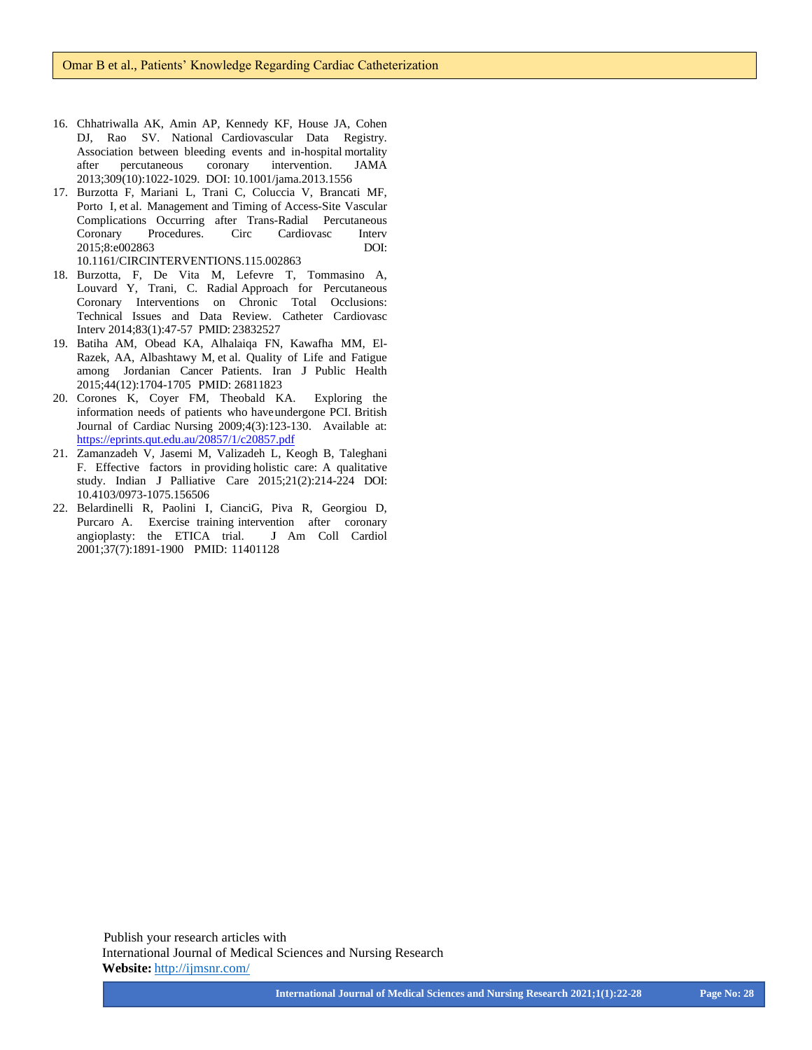16. Chhatriwalla AK, Amin AP, Kennedy KF, House JA, Cohen DJ, Rao SV. National Cardiovascular Data Registry. Association between bleeding events and in-hospital mortality after percutaneous coronary intervention. JAMA 2013;309(10):1022-1029. DOI: 10.1001/jama.2013.1556
17. Burzotta F, Mariani L, Trani C, Coluccia V, Brancati MF, Porto I, et al. Management and Timing of Access-Site Vascular Complications Occurring after Trans-Radial Percutaneous Coronary Procedures. Circ Cardiovasc Interv 2015;8:e002863 DOI: 10.1161/CIRCINTERVENTIONS.115.002863
18. Burzotta, F, De Vita M, Lefevre T, Tommasino A, Louvard Y, Trani, C. Radial Approach for Percutaneous Coronary Interventions on Chronic Total Occlusions: Technical Issues and Data Review. Catheter Cardiovasc Interv 2014;83(1):47-57 PMID: 23832527
19. Batiha AM, Obead KA, Alhalaiqa FN, Kawafha MM, El-Razek, AA, Albashtawy M, et al. Quality of Life and Fatigue among Jordanian Cancer Patients. Iran J Public Health 2015;44(12):1704-1705 PMID: 26811823
20. Corones K, Coyer FM, Theobald KA. Exploring the information needs of patients who have undergone PCI. British Journal of Cardiac Nursing 2009;4(3):123-130. Available at: https://eprints.qut.edu.au/20857/1/c20857.pdf
21. Zamanzadeh V, Jasemi M, Valizadeh L, Keogh B, Taleghani F. Effective factors in providing holistic care: A qualitative study. Indian J Palliative Care 2015;21(2):214-224 DOI: 10.4103/0973-1075.156506
22. Belardinelli R, Paolini I, CianciG, Piva R, Georgiou D, Purcaro A. Exercise training intervention after coronary angioplasty: the ETICA trial. J Am Coll Cardiol 2001;37(7):1891-1900 PMID: 11401128

Publish your research articles with
International Journal of Medical Sciences and Nursing Research
**Website:** http://ijmsnr.com/